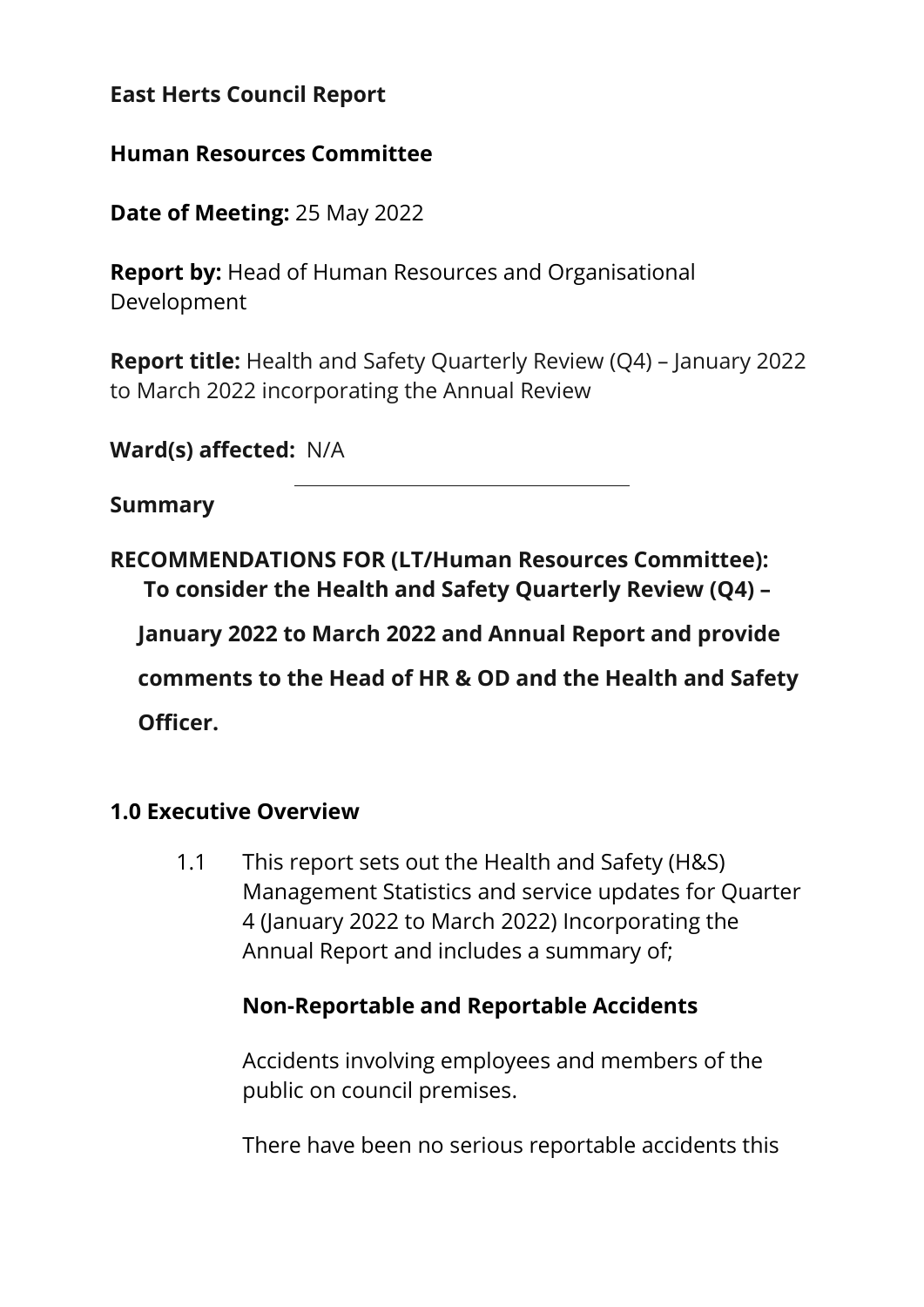**East Herts Council Report**

**Human Resources Committee**

**Date of Meeting:** 25 May 2022

**Report by:** Head of Human Resources and Organisational Development

**Report title:** Health and Safety Quarterly Review (Q4) – January 2022 to March 2022 incorporating the Annual Review

**Ward(s) affected:** N/A

---

**Summary**

**RECOMMENDATIONS FOR (LT/Human Resources Committee): To consider the Health and Safety Quarterly Review (Q4) – January 2022 to March 2022 and Annual Report and provide comments to the Head of HR & OD and the Health and Safety Officer.**

## 1.0 Executive Overview

1.1 This report sets out the Health and Safety (H&S) Management Statistics and service updates for Quarter 4 (January 2022 to March 2022) Incorporating the Annual Report and includes a summary of;

**Non-Reportable and Reportable Accidents**

Accidents involving employees and members of the public on council premises.

There have been no serious reportable accidents this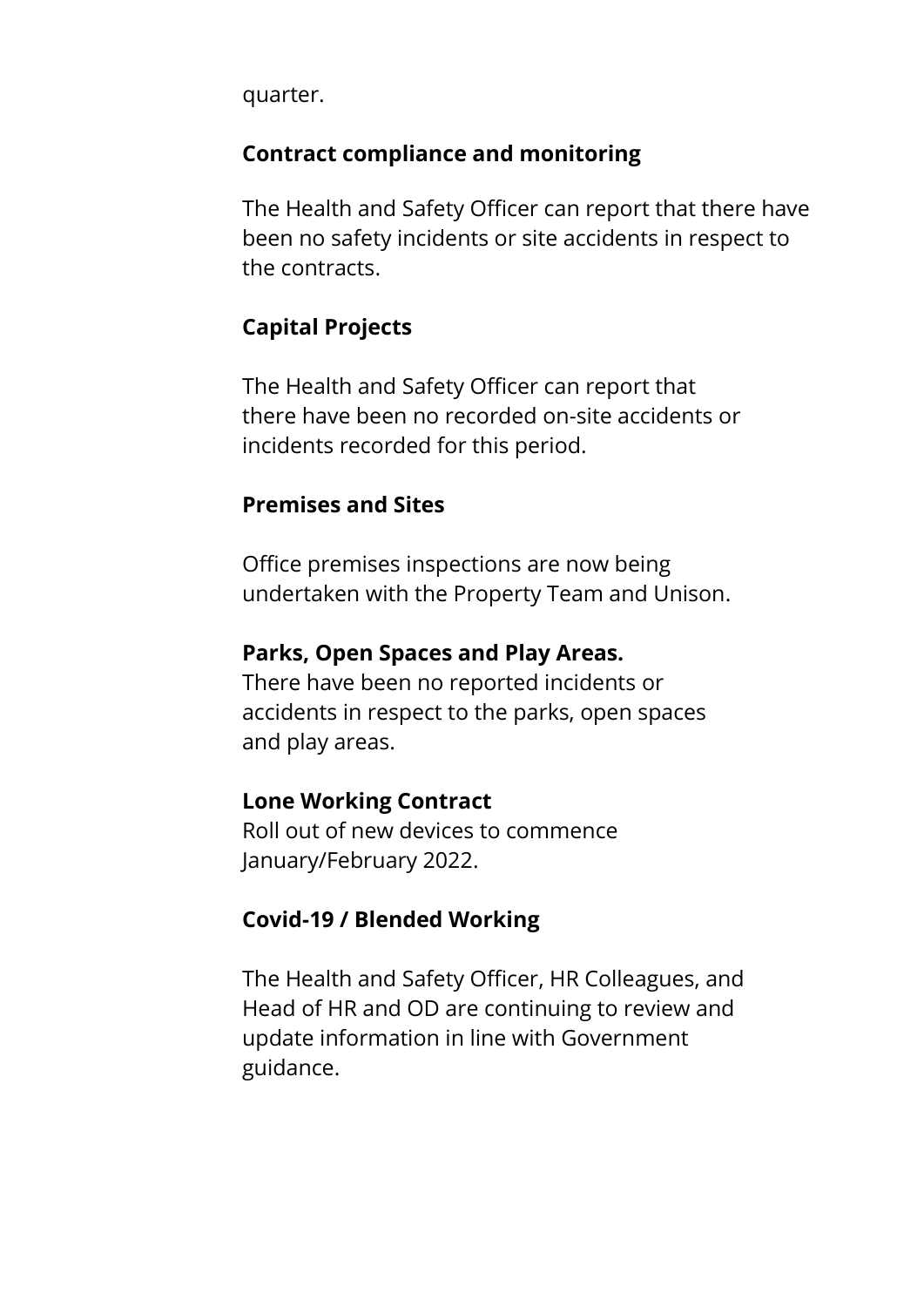quarter.

**Contract compliance and monitoring**

The Health and Safety Officer can report that there have been no safety incidents or site accidents in respect to the contracts.

**Capital Projects**

The Health and Safety Officer can report that there have been no recorded on-site accidents or incidents recorded for this period.

**Premises and Sites**

Office premises inspections are now being undertaken with the Property Team and Unison.

**Parks, Open Spaces and Play Areas.**

There have been no reported incidents or accidents in respect to the parks, open spaces and play areas.

**Lone Working Contract**

Roll out of new devices to commence January/February 2022.

**Covid-19 / Blended Working**

The Health and Safety Officer, HR Colleagues, and Head of HR and OD are continuing to review and update information in line with Government guidance.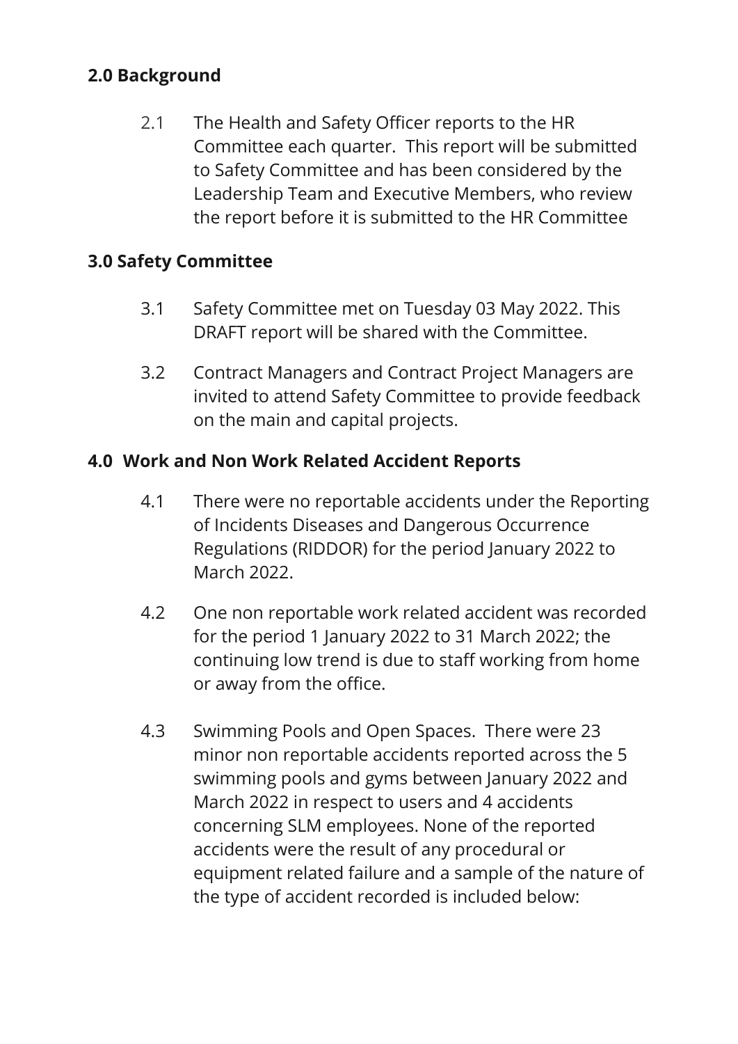## 2.0 Background

2.1 The Health and Safety Officer reports to the HR Committee each quarter. This report will be submitted to Safety Committee and has been considered by the Leadership Team and Executive Members, who review the report before it is submitted to the HR Committee

## 3.0 Safety Committee

3.1 Safety Committee met on Tuesday 03 May 2022. This DRAFT report will be shared with the Committee.

3.2 Contract Managers and Contract Project Managers are invited to attend Safety Committee to provide feedback on the main and capital projects.

## 4.0 Work and Non Work Related Accident Reports

4.1 There were no reportable accidents under the Reporting of Incidents Diseases and Dangerous Occurrence Regulations (RIDDOR) for the period January 2022 to March 2022.

4.2 One non reportable work related accident was recorded for the period 1 January 2022 to 31 March 2022; the continuing low trend is due to staff working from home or away from the office.

4.3 Swimming Pools and Open Spaces. There were 23 minor non reportable accidents reported across the 5 swimming pools and gyms between January 2022 and March 2022 in respect to users and 4 accidents concerning SLM employees. None of the reported accidents were the result of any procedural or equipment related failure and a sample of the nature of the type of accident recorded is included below: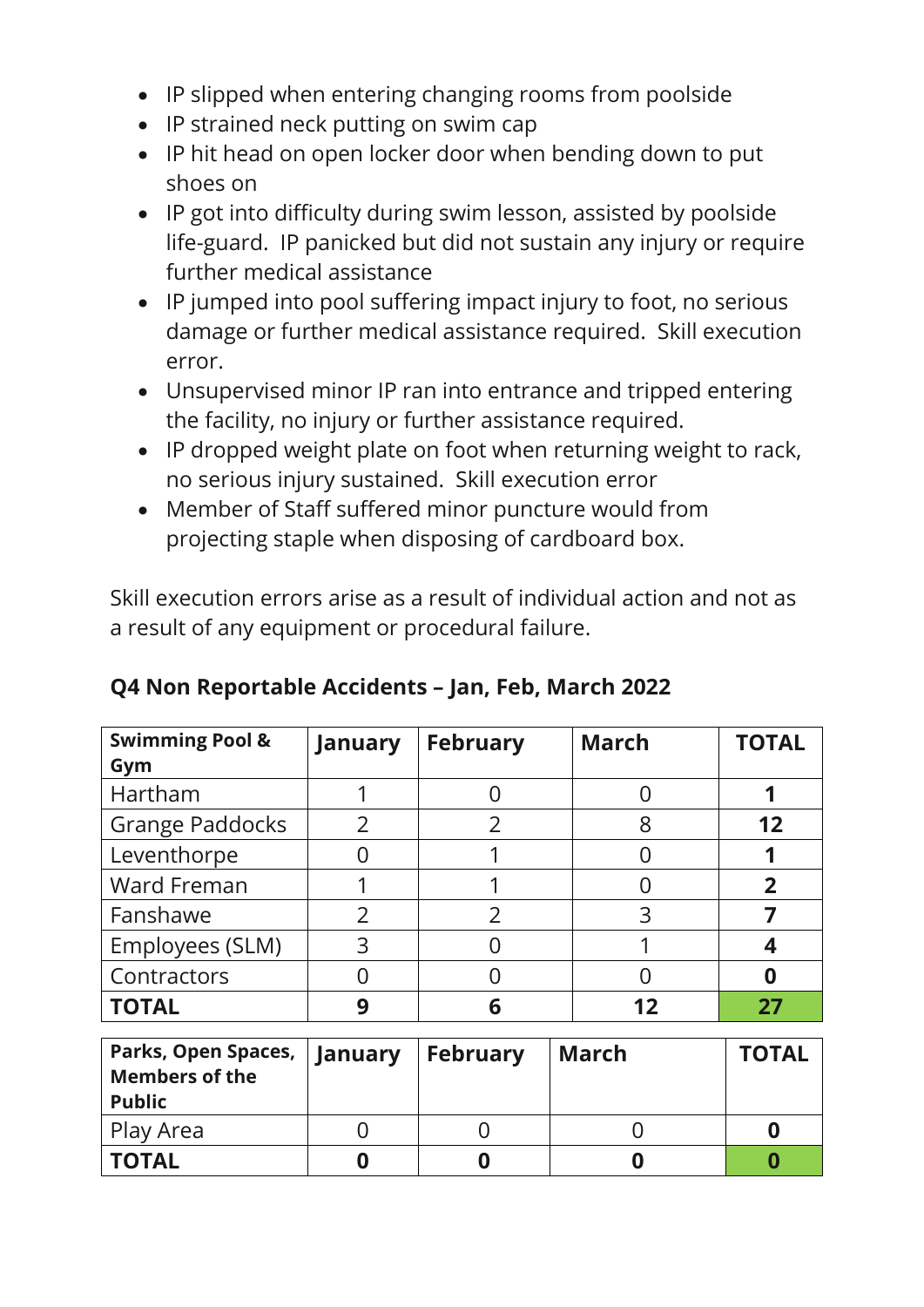- IP slipped when entering changing rooms from poolside
- IP strained neck putting on swim cap
- IP hit head on open locker door when bending down to put shoes on
- IP got into difficulty during swim lesson, assisted by poolside life-guard. IP panicked but did not sustain any injury or require further medical assistance
- IP jumped into pool suffering impact injury to foot, no serious damage or further medical assistance required. Skill execution error.
- Unsupervised minor IP ran into entrance and tripped entering the facility, no injury or further assistance required.
- IP dropped weight plate on foot when returning weight to rack, no serious injury sustained. Skill execution error
- Member of Staff suffered minor puncture would from projecting staple when disposing of cardboard box.

Skill execution errors arise as a result of individual action and not as a result of any equipment or procedural failure.

**Q4 Non Reportable Accidents – Jan, Feb, March 2022**

| **Swimming Pool & Gym** | **January** | **February** | **March** | **TOTAL** |
|---|---|---|---|---|
| Hartham | 1 | 0 | 0 | **1** |
| Grange Paddocks | 2 | 2 | 8 | **12** |
| Leventhorpe | 0 | 1 | 0 | **1** |
| Ward Freman | 1 | 1 | 0 | **2** |
| Fanshawe | 2 | 2 | 3 | **7** |
| Employees (SLM) | 3 | 0 | 1 | **4** |
| Contractors | 0 | 0 | 0 | **0** |
| **TOTAL** | **9** | **6** | **12** | **27** |

| **Parks, Open Spaces, Members of the Public** | **January** | **February** | **March** | **TOTAL** |
|---|---|---|---|---|
| Play Area | 0 | 0 | 0 | **0** |
| **TOTAL** | **0** | **0** | **0** | **0** |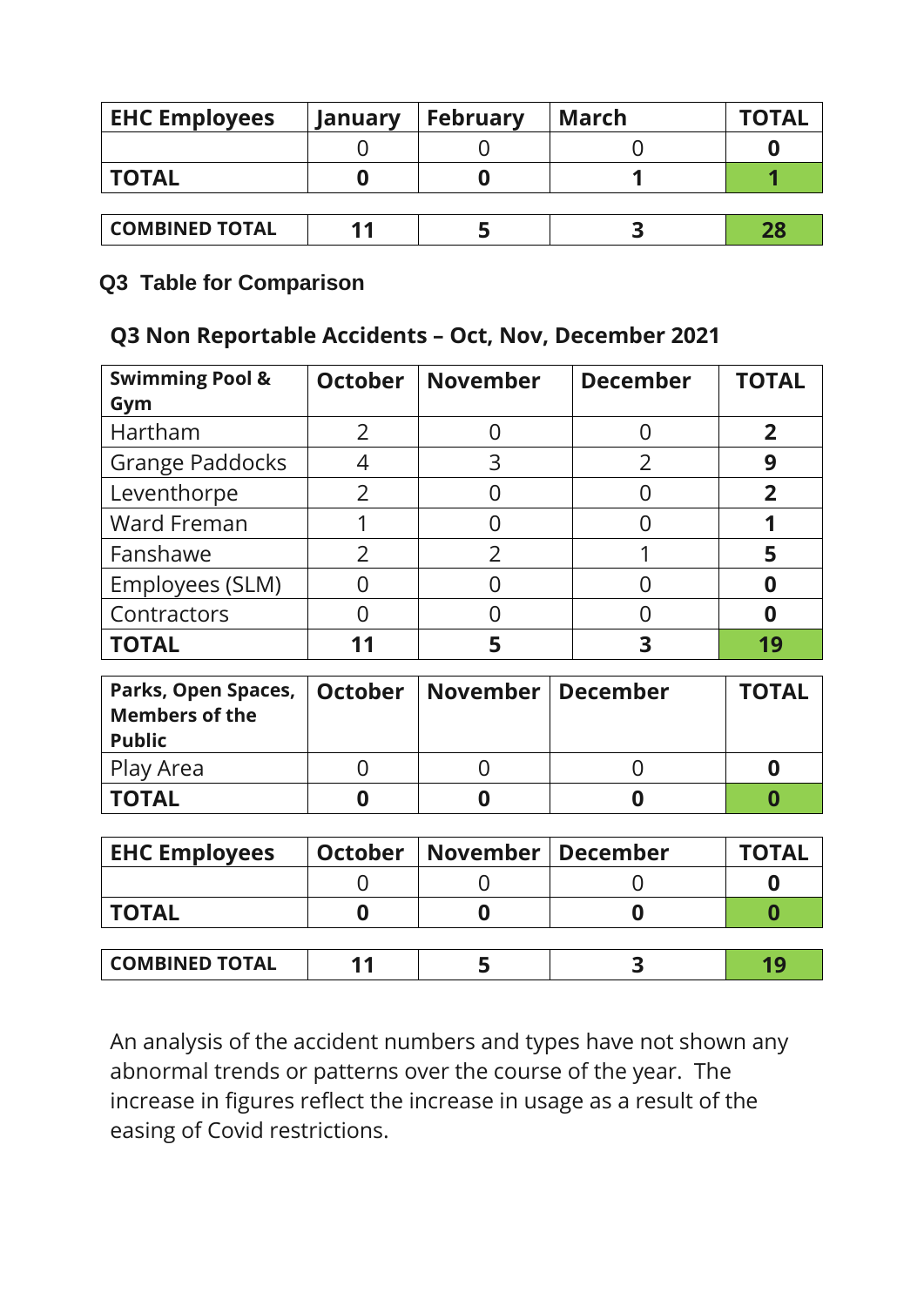| EHC Employees | January | February | March | TOTAL |
|---|---|---|---|---|
| | 0 | 0 | 0 | **0** |
| **TOTAL** | **0** | **0** | **1** | **1** |

| COMBINED TOTAL | 11 | 5 | 3 | 28 |
|---|---|---|---|---|

### Q3 Table for Comparison

### Q3 Non Reportable Accidents – Oct, Nov, December 2021

| Swimming Pool & Gym | October | November | December | TOTAL |
|---|---|---|---|---|
| Hartham | 2 | 0 | 0 | **2** |
| Grange Paddocks | 4 | 3 | 2 | **9** |
| Leventhorpe | 2 | 0 | 0 | **2** |
| Ward Freman | 1 | 0 | 0 | **1** |
| Fanshawe | 2 | 2 | 1 | **5** |
| Employees (SLM) | 0 | 0 | 0 | **0** |
| Contractors | 0 | 0 | 0 | **0** |
| **TOTAL** | **11** | **5** | **3** | **19** |

| Parks, Open Spaces, Members of the Public | October | November | December | TOTAL |
|---|---|---|---|---|
| Play Area | 0 | 0 | 0 | **0** |
| **TOTAL** | **0** | **0** | **0** | **0** |

| EHC Employees | October | November | December | TOTAL |
|---|---|---|---|---|
| | 0 | 0 | 0 | **0** |
| **TOTAL** | **0** | **0** | **0** | **0** |

| COMBINED TOTAL | 11 | 5 | 3 | 19 |
|---|---|---|---|---|

An analysis of the accident numbers and types have not shown any abnormal trends or patterns over the course of the year. The increase in figures reflect the increase in usage as a result of the easing of Covid restrictions.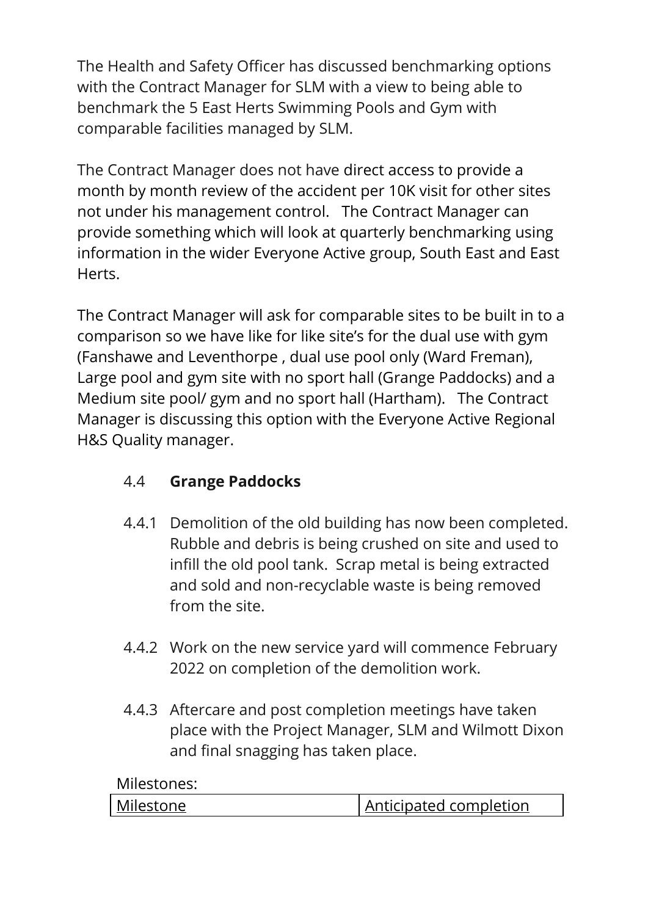The Health and Safety Officer has discussed benchmarking options with the Contract Manager for SLM with a view to being able to benchmark the 5 East Herts Swimming Pools and Gym with comparable facilities managed by SLM.

The Contract Manager does not have direct access to provide a month by month review of the accident per 10K visit for other sites not under his management control. The Contract Manager can provide something which will look at quarterly benchmarking using information in the wider Everyone Active group, South East and East Herts.

The Contract Manager will ask for comparable sites to be built in to a comparison so we have like for like site's for the dual use with gym (Fanshawe and Leventhorpe , dual use pool only (Ward Freman), Large pool and gym site with no sport hall (Grange Paddocks) and a Medium site pool/ gym and no sport hall (Hartham). The Contract Manager is discussing this option with the Everyone Active Regional H&S Quality manager.

### 4.4 Grange Paddocks

4.4.1 Demolition of the old building has now been completed. Rubble and debris is being crushed on site and used to infill the old pool tank. Scrap metal is being extracted and sold and non-recyclable waste is being removed from the site.

4.4.2 Work on the new service yard will commence February 2022 on completion of the demolition work.

4.4.3 Aftercare and post completion meetings have taken place with the Project Manager, SLM and Wilmott Dixon and final snagging has taken place.

Milestones:

| Milestone | Anticipated completion |
|---|---|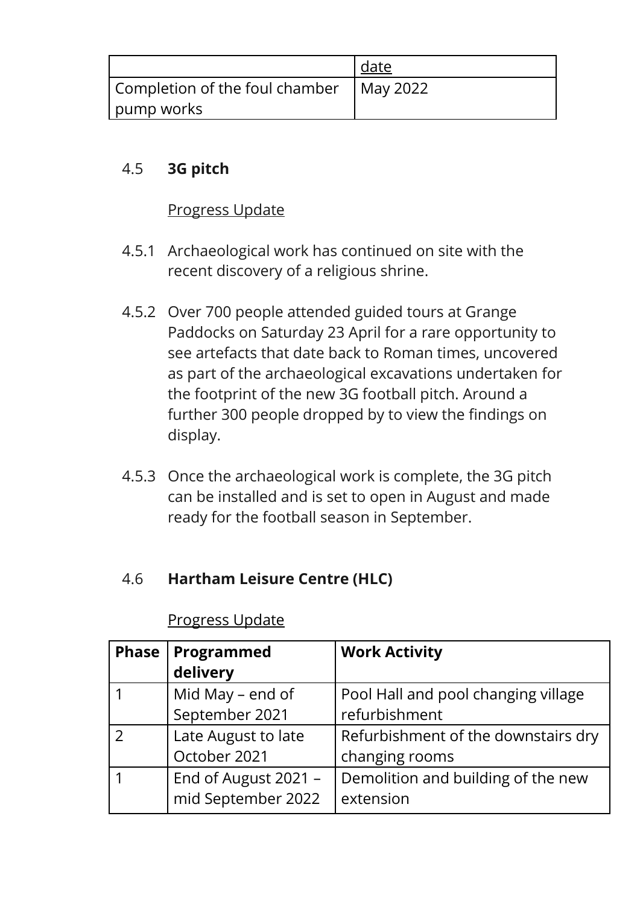| | date |
|---|---|
| Completion of the foul chamber pump works | May 2022 |

### 4.5 **3G pitch**

Progress Update

4.5.1 Archaeological work has continued on site with the recent discovery of a religious shrine.

4.5.2 Over 700 people attended guided tours at Grange Paddocks on Saturday 23 April for a rare opportunity to see artefacts that date back to Roman times, uncovered as part of the archaeological excavations undertaken for the footprint of the new 3G football pitch. Around a further 300 people dropped by to view the findings on display.

4.5.3 Once the archaeological work is complete, the 3G pitch can be installed and is set to open in August and made ready for the football season in September.

### 4.6 **Hartham Leisure Centre (HLC)**

Progress Update

| **Phase** | **Programmed delivery** | **Work Activity** |
|---|---|---|
| 1 | Mid May – end of September 2021 | Pool Hall and pool changing village refurbishment |
| 2 | Late August to late October 2021 | Refurbishment of the downstairs dry changing rooms |
| 1 | End of August 2021 – mid September 2022 | Demolition and building of the new extension |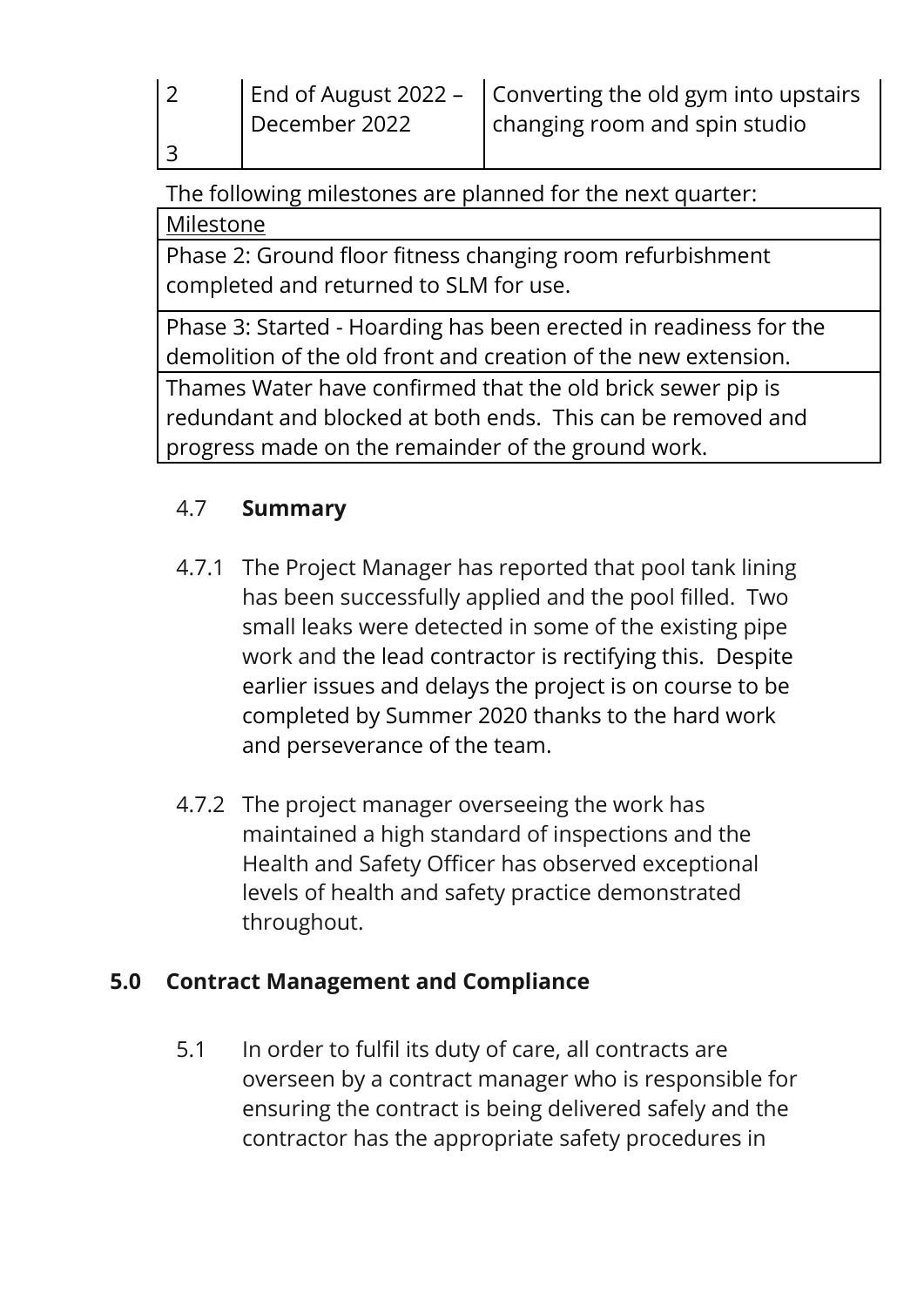| 2 | End of August 2022 – December 2022 | Converting the old gym into upstairs changing room and spin studio |
| --- | --- | --- |
| 3 | | |

The following milestones are planned for the next quarter:

| Milestone |
| --- |
| Phase 2: Ground floor fitness changing room refurbishment completed and returned to SLM for use. |
| Phase 3: Started - Hoarding has been erected in readiness for the demolition of the old front and creation of the new extension. |
| Thames Water have confirmed that the old brick sewer pip is redundant and blocked at both ends. This can be removed and progress made on the remainder of the ground work. |

### 4.7 **Summary**

4.7.1 The Project Manager has reported that pool tank lining has been successfully applied and the pool filled. Two small leaks were detected in some of the existing pipe work and the lead contractor is rectifying this. Despite earlier issues and delays the project is on course to be completed by Summer 2020 thanks to the hard work and perseverance of the team.

4.7.2 The project manager overseeing the work has maintained a high standard of inspections and the Health and Safety Officer has observed exceptional levels of health and safety practice demonstrated throughout.

## **5.0 Contract Management and Compliance**

5.1 In order to fulfil its duty of care, all contracts are overseen by a contract manager who is responsible for ensuring the contract is being delivered safely and the contractor has the appropriate safety procedures in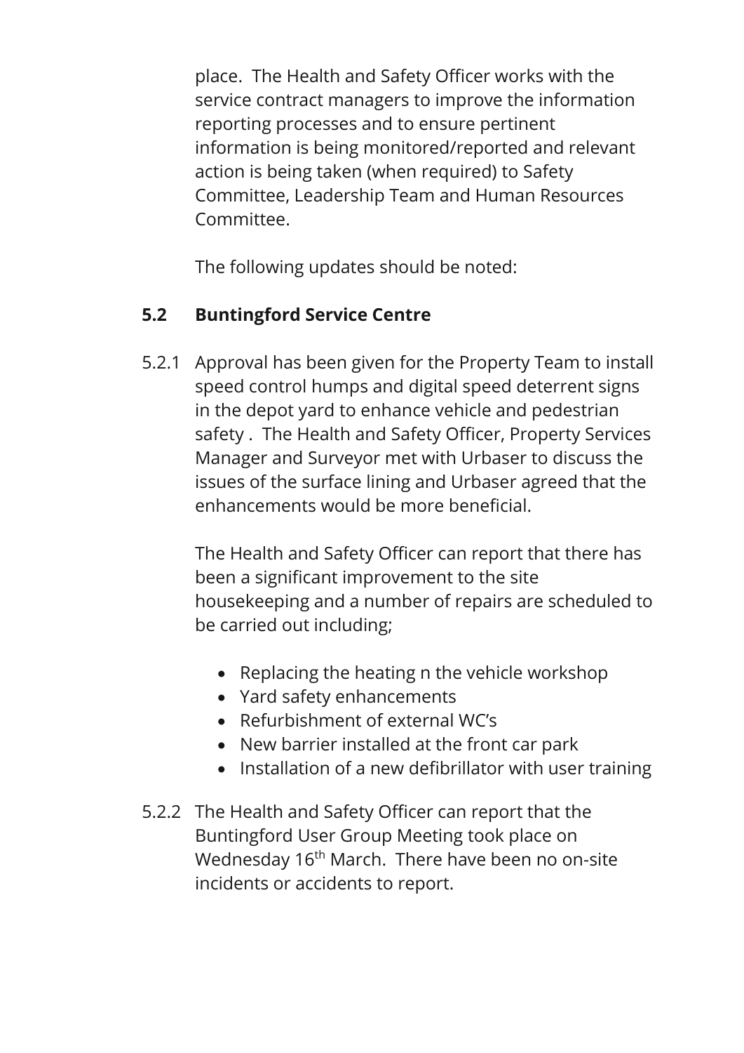place. The Health and Safety Officer works with the service contract managers to improve the information reporting processes and to ensure pertinent information is being monitored/reported and relevant action is being taken (when required) to Safety Committee, Leadership Team and Human Resources Committee.

The following updates should be noted:

**5.2 Buntingford Service Centre**

5.2.1 Approval has been given for the Property Team to install speed control humps and digital speed deterrent signs in the depot yard to enhance vehicle and pedestrian safety . The Health and Safety Officer, Property Services Manager and Surveyor met with Urbaser to discuss the issues of the surface lining and Urbaser agreed that the enhancements would be more beneficial.

The Health and Safety Officer can report that there has been a significant improvement to the site housekeeping and a number of repairs are scheduled to be carried out including;

- Replacing the heating n the vehicle workshop
- Yard safety enhancements
- Refurbishment of external WC's
- New barrier installed at the front car park
- Installation of a new defibrillator with user training

5.2.2 The Health and Safety Officer can report that the Buntingford User Group Meeting took place on Wednesday 16th March. There have been no on-site incidents or accidents to report.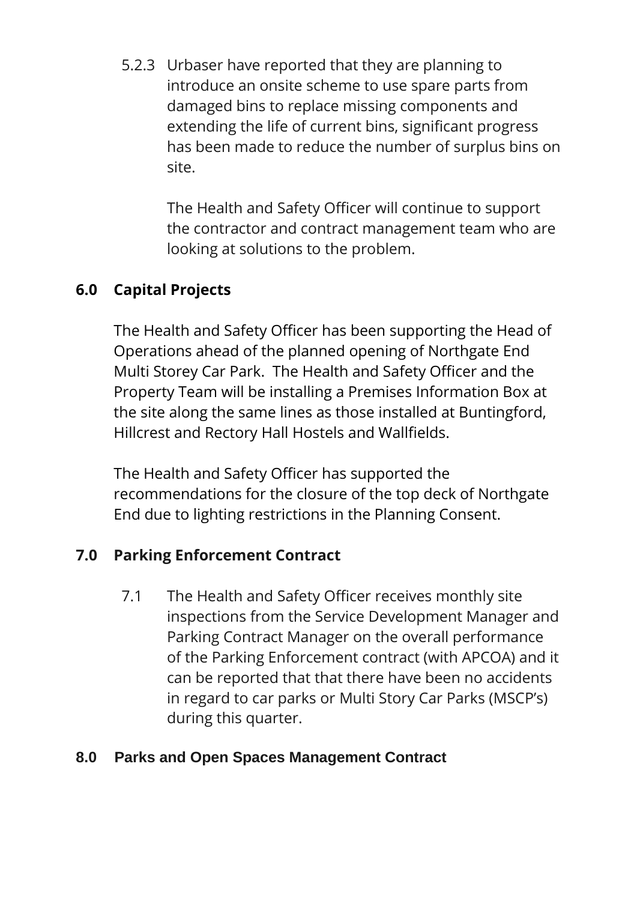5.2.3 Urbaser have reported that they are planning to introduce an onsite scheme to use spare parts from damaged bins to replace missing components and extending the life of current bins, significant progress has been made to reduce the number of surplus bins on site.

The Health and Safety Officer will continue to support the contractor and contract management team who are looking at solutions to the problem.

## 6.0 Capital Projects

The Health and Safety Officer has been supporting the Head of Operations ahead of the planned opening of Northgate End Multi Storey Car Park. The Health and Safety Officer and the Property Team will be installing a Premises Information Box at the site along the same lines as those installed at Buntingford, Hillcrest and Rectory Hall Hostels and Wallfields.

The Health and Safety Officer has supported the recommendations for the closure of the top deck of Northgate End due to lighting restrictions in the Planning Consent.

## 7.0 Parking Enforcement Contract

7.1 The Health and Safety Officer receives monthly site inspections from the Service Development Manager and Parking Contract Manager on the overall performance of the Parking Enforcement contract (with APCOA) and it can be reported that that there have been no accidents in regard to car parks or Multi Story Car Parks (MSCP's) during this quarter.

## 8.0 Parks and Open Spaces Management Contract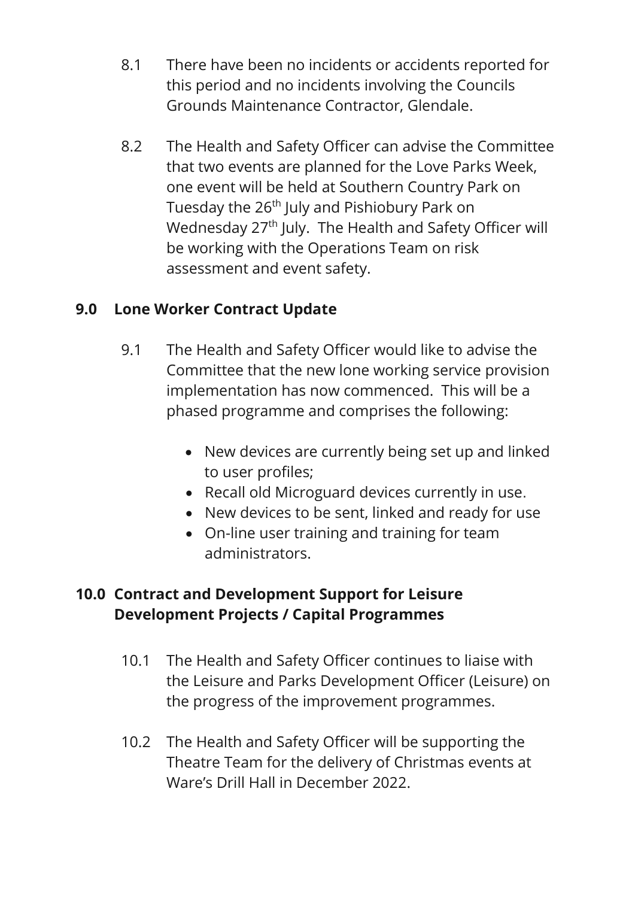8.1 There have been no incidents or accidents reported for this period and no incidents involving the Councils Grounds Maintenance Contractor, Glendale.

8.2 The Health and Safety Officer can advise the Committee that two events are planned for the Love Parks Week, one event will be held at Southern Country Park on Tuesday the 26th July and Pishiobury Park on Wednesday 27th July. The Health and Safety Officer will be working with the Operations Team on risk assessment and event safety.

## 9.0 Lone Worker Contract Update

9.1 The Health and Safety Officer would like to advise the Committee that the new lone working service provision implementation has now commenced. This will be a phased programme and comprises the following:

- New devices are currently being set up and linked to user profiles;
- Recall old Microguard devices currently in use.
- New devices to be sent, linked and ready for use
- On-line user training and training for team administrators.

## 10.0 Contract and Development Support for Leisure Development Projects / Capital Programmes

10.1 The Health and Safety Officer continues to liaise with the Leisure and Parks Development Officer (Leisure) on the progress of the improvement programmes.

10.2 The Health and Safety Officer will be supporting the Theatre Team for the delivery of Christmas events at Ware's Drill Hall in December 2022.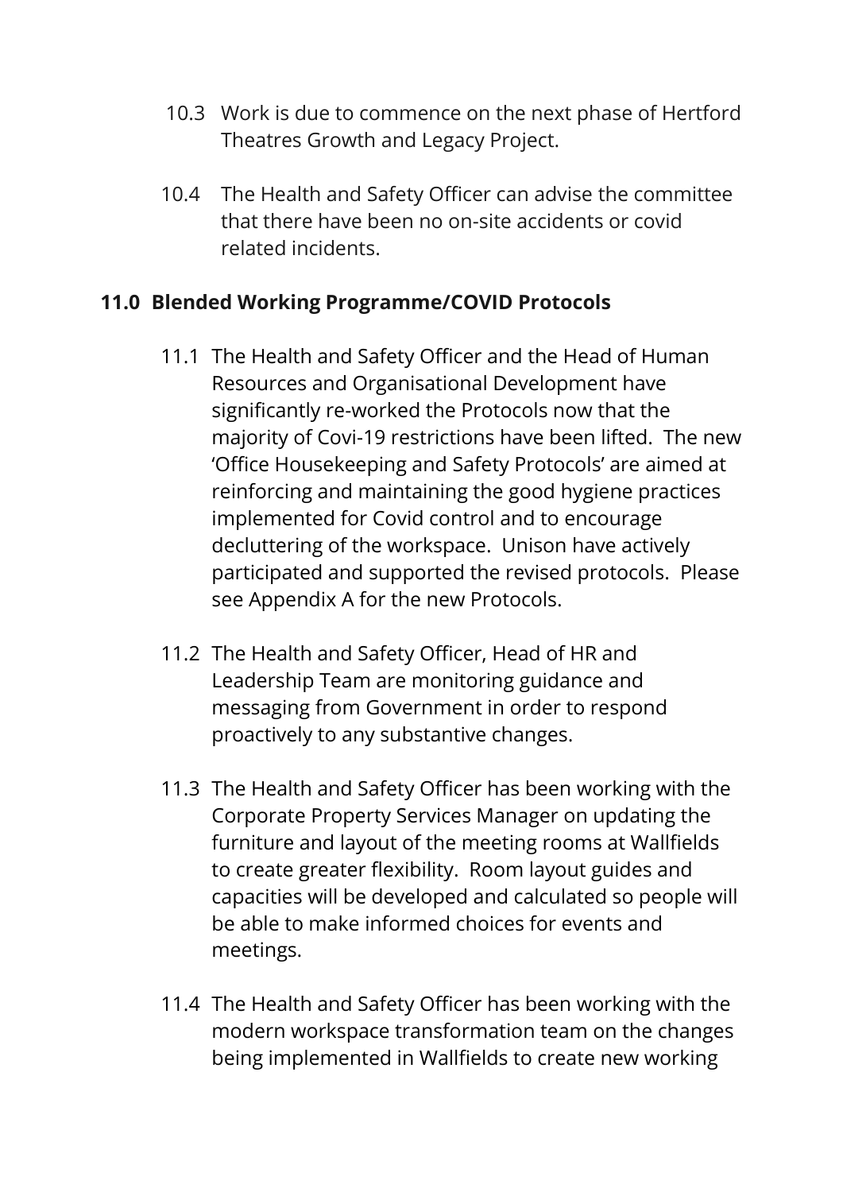10.3 Work is due to commence on the next phase of Hertford Theatres Growth and Legacy Project.

10.4 The Health and Safety Officer can advise the committee that there have been no on-site accidents or covid related incidents.

## 11.0 Blended Working Programme/COVID Protocols

11.1 The Health and Safety Officer and the Head of Human Resources and Organisational Development have significantly re-worked the Protocols now that the majority of Covi-19 restrictions have been lifted. The new 'Office Housekeeping and Safety Protocols' are aimed at reinforcing and maintaining the good hygiene practices implemented for Covid control and to encourage decluttering of the workspace. Unison have actively participated and supported the revised protocols. Please see Appendix A for the new Protocols.

11.2 The Health and Safety Officer, Head of HR and Leadership Team are monitoring guidance and messaging from Government in order to respond proactively to any substantive changes.

11.3 The Health and Safety Officer has been working with the Corporate Property Services Manager on updating the furniture and layout of the meeting rooms at Wallfields to create greater flexibility. Room layout guides and capacities will be developed and calculated so people will be able to make informed choices for events and meetings.

11.4 The Health and Safety Officer has been working with the modern workspace transformation team on the changes being implemented in Wallfields to create new working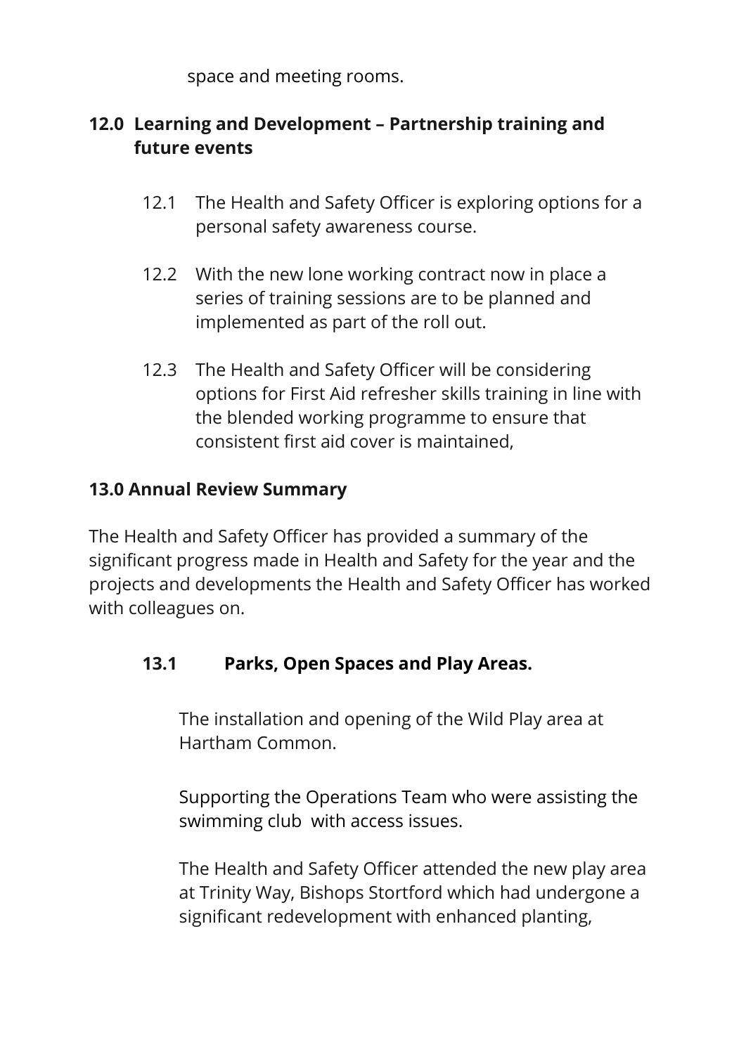space and meeting rooms.

## 12.0 Learning and Development – Partnership training and future events

12.1 The Health and Safety Officer is exploring options for a personal safety awareness course.

12.2 With the new lone working contract now in place a series of training sessions are to be planned and implemented as part of the roll out.

12.3 The Health and Safety Officer will be considering options for First Aid refresher skills training in line with the blended working programme to ensure that consistent first aid cover is maintained,

## 13.0 Annual Review Summary

The Health and Safety Officer has provided a summary of the significant progress made in Health and Safety for the year and the projects and developments the Health and Safety Officer has worked with colleagues on.

### 13.1 Parks, Open Spaces and Play Areas.

The installation and opening of the Wild Play area at Hartham Common.

Supporting the Operations Team who were assisting the swimming club with access issues.

The Health and Safety Officer attended the new play area at Trinity Way, Bishops Stortford which had undergone a significant redevelopment with enhanced planting,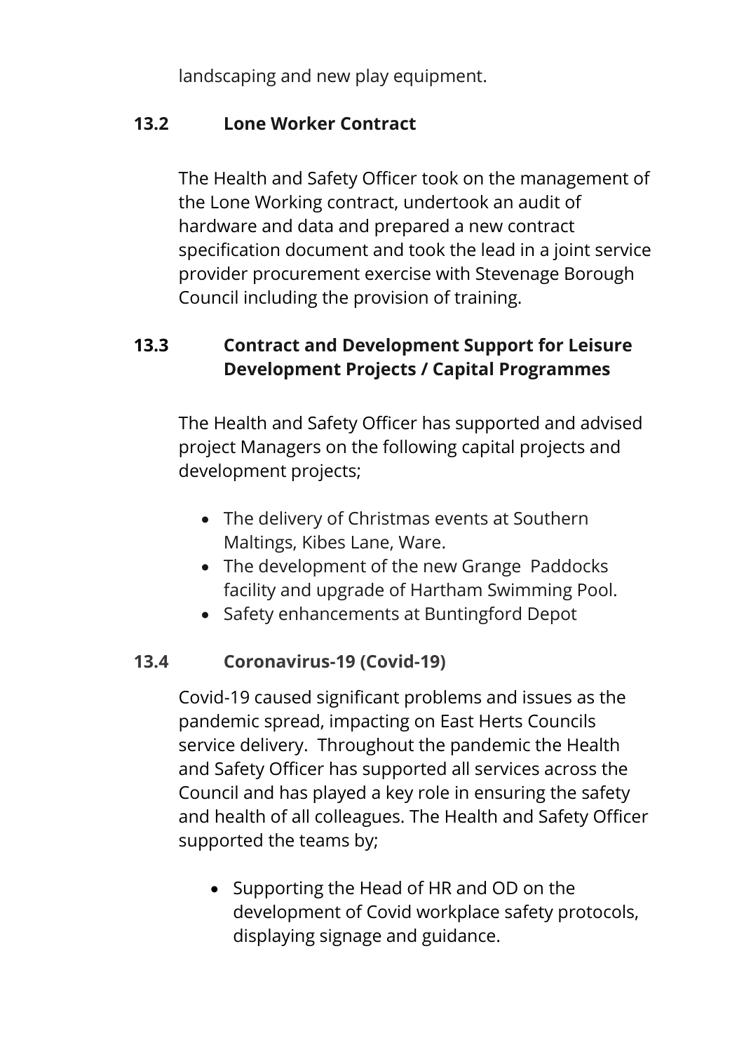landscaping and new play equipment.

### 13.2 Lone Worker Contract

The Health and Safety Officer took on the management of the Lone Working contract, undertook an audit of hardware and data and prepared a new contract specification document and took the lead in a joint service provider procurement exercise with Stevenage Borough Council including the provision of training.

### 13.3 Contract and Development Support for Leisure Development Projects / Capital Programmes

The Health and Safety Officer has supported and advised project Managers on the following capital projects and development projects;

- The delivery of Christmas events at Southern Maltings, Kibes Lane, Ware.
- The development of the new Grange Paddocks facility and upgrade of Hartham Swimming Pool.
- Safety enhancements at Buntingford Depot

### 13.4 Coronavirus-19 (Covid-19)

Covid-19 caused significant problems and issues as the pandemic spread, impacting on East Herts Councils service delivery. Throughout the pandemic the Health and Safety Officer has supported all services across the Council and has played a key role in ensuring the safety and health of all colleagues. The Health and Safety Officer supported the teams by;

- Supporting the Head of HR and OD on the development of Covid workplace safety protocols, displaying signage and guidance.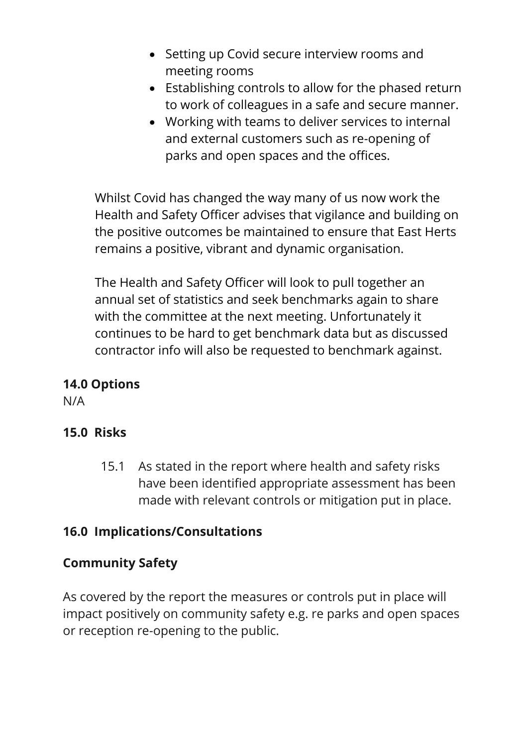- Setting up Covid secure interview rooms and meeting rooms
- Establishing controls to allow for the phased return to work of colleagues in a safe and secure manner.
- Working with teams to deliver services to internal and external customers such as re-opening of parks and open spaces and the offices.

Whilst Covid has changed the way many of us now work the Health and Safety Officer advises that vigilance and building on the positive outcomes be maintained to ensure that East Herts remains a positive, vibrant and dynamic organisation.

The Health and Safety Officer will look to pull together an annual set of statistics and seek benchmarks again to share with the committee at the next meeting. Unfortunately it continues to be hard to get benchmark data but as discussed contractor info will also be requested to benchmark against.

**14.0 Options**

N/A

**15.0 Risks**

15.1 As stated in the report where health and safety risks have been identified appropriate assessment has been made with relevant controls or mitigation put in place.

**16.0 Implications/Consultations**

**Community Safety**

As covered by the report the measures or controls put in place will impact positively on community safety e.g. re parks and open spaces or reception re-opening to the public.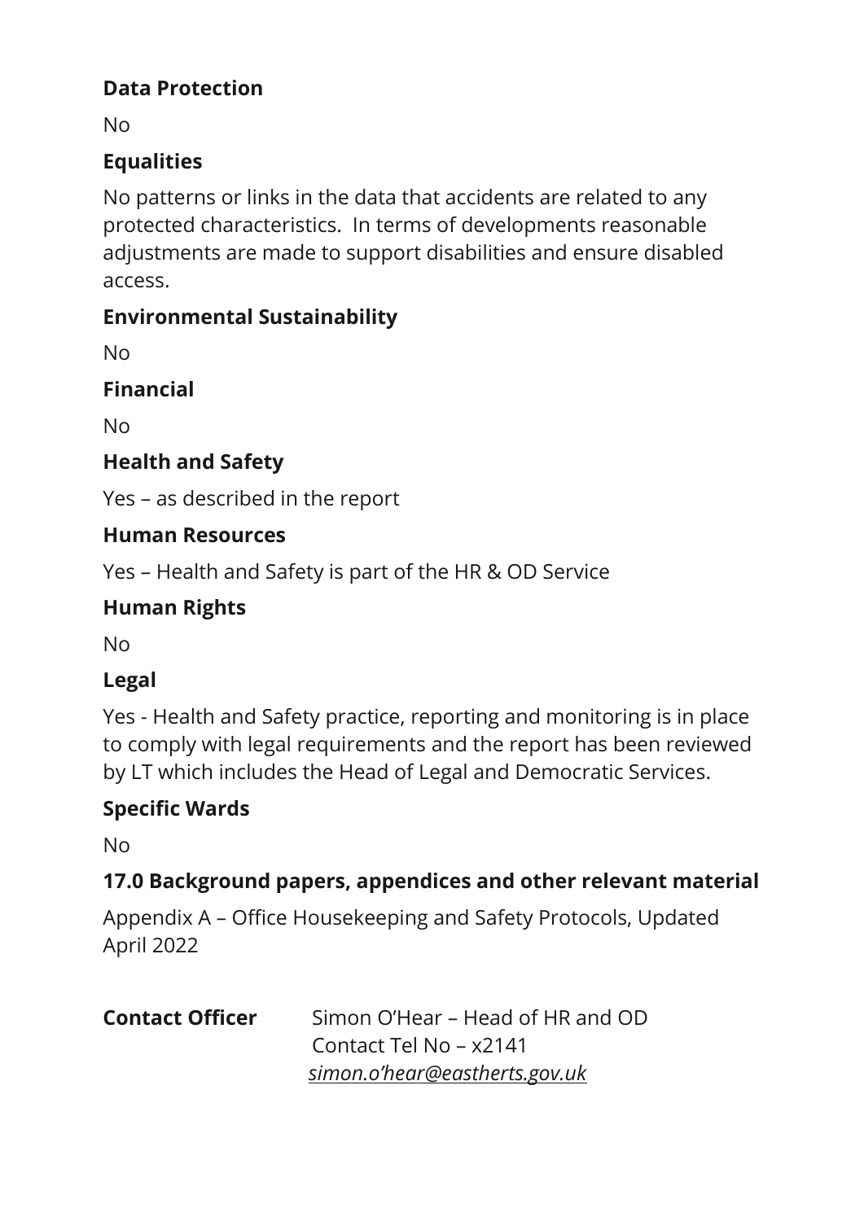**Data Protection**

No

**Equalities**

No patterns or links in the data that accidents are related to any protected characteristics. In terms of developments reasonable adjustments are made to support disabilities and ensure disabled access.

**Environmental Sustainability**

No

**Financial**

No

**Health and Safety**

Yes – as described in the report

**Human Resources**

Yes – Health and Safety is part of the HR & OD Service

**Human Rights**

No

**Legal**

Yes - Health and Safety practice, reporting and monitoring is in place to comply with legal requirements and the report has been reviewed by LT which includes the Head of Legal and Democratic Services.

**Specific Wards**

No

**17.0 Background papers, appendices and other relevant material**

Appendix A – Office Housekeeping and Safety Protocols, Updated April 2022

**Contact Officer** Simon O'Hear – Head of HR and OD
Contact Tel No – x2141
*simon.o'hear@eastherts.gov.uk*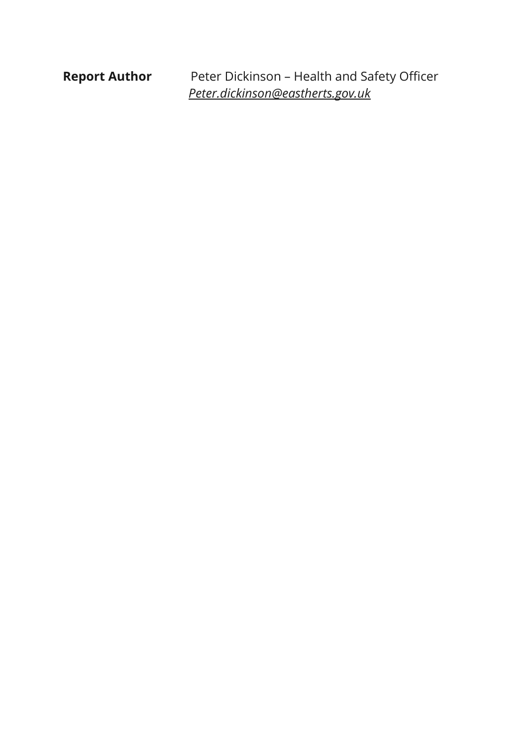**Report Author** Peter Dickinson – Health and Safety Officer
*Peter.dickinson@eastherts.gov.uk*